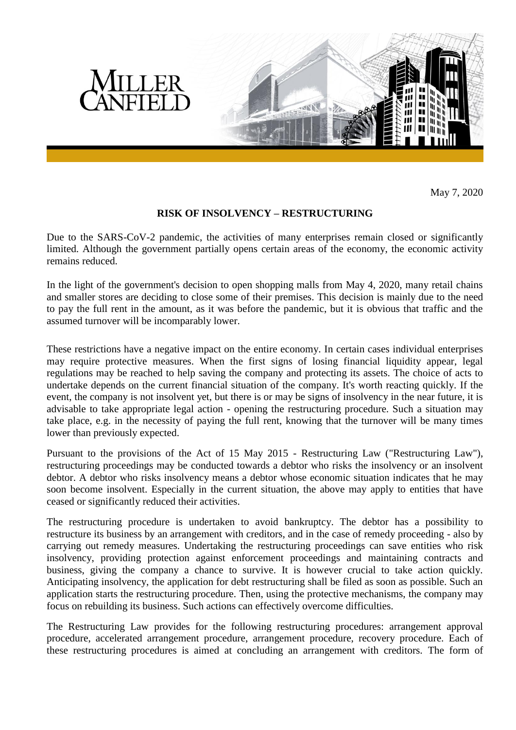May 7, 2020

## RISK OF INSOLVENCY – RESTRUCTURING

Due to the SARS-CoV-2 pandemic, the activities of many enterprises remain closed or significantly limited. Although the government partially opens certain areas of the economy, the economic activity remains reduced.

In the light of the government's decision to open shopping malls from May 4, 2020, many retail chains and smaller stores are deciding to close some of their premises. This decision is mainly due to the need to pay the full rent in the amount, as it was before the pandemic, but it is obvious that traffic and the assumed turnover will be incomparably lower.

These restrictions have a negative impact on the entire economy. In certain cases individual enterprises may require protective measures. When the first signs of losing financial liquidity appear, legal regulations may be reached to help saving the company and protecting its assets. The choice of acts to undertake depends on the current financial situation of the company. It's worth reacting quickly. If the event, the company is not insolvent yet, but there is or may be signs of insolvency in the near future, it is advisable to take appropriate legal action - opening the restructuring procedure. Such a situation may take place, e.g. in the necessity of paying the full rent, knowing that the turnover will be many times lower than previously expected.

Pursuant to the provisions of the Act of 15 May 2015 - Restructuring Law ("Restructuring Law"), restructuring proceedings may be conducted towards a debtor who risks the insolvency or an insolvent debtor. A debtor who risks insolvency means a debtor whose economic situation indicates that he may soon become insolvent. Especially in the current situation, the above may apply to entities that have ceased or significantly reduced their activities.

The restructuring procedure is undertaken to avoid bankruptcy. The debtor has a possibility to restructure its business by an arrangement with creditors, and in the case of remedy proceeding - also by carrying out remedy measures. Undertaking the restructuring proceedings can save entities who risk insolvency, providing protection against enforcement proceedings and maintaining contracts and business, giving the company a chance to survive. It is however crucial to take action quickly. Anticipating insolvency, the application for debt restructuring shall be filed as soon as possible. Such an application starts the restructuring procedure. Then, using the protective mechanisms, the company may focus on rebuilding its business. Such actions can effectively overcome difficulties.

The Restructuring Law provides for the following restructuring procedures: arrangement approval procedure, accelerated arrangement procedure, arrangement procedure, recovery procedure. Each of these restructuring procedures is aimed at concluding an arrangement with creditors. The form of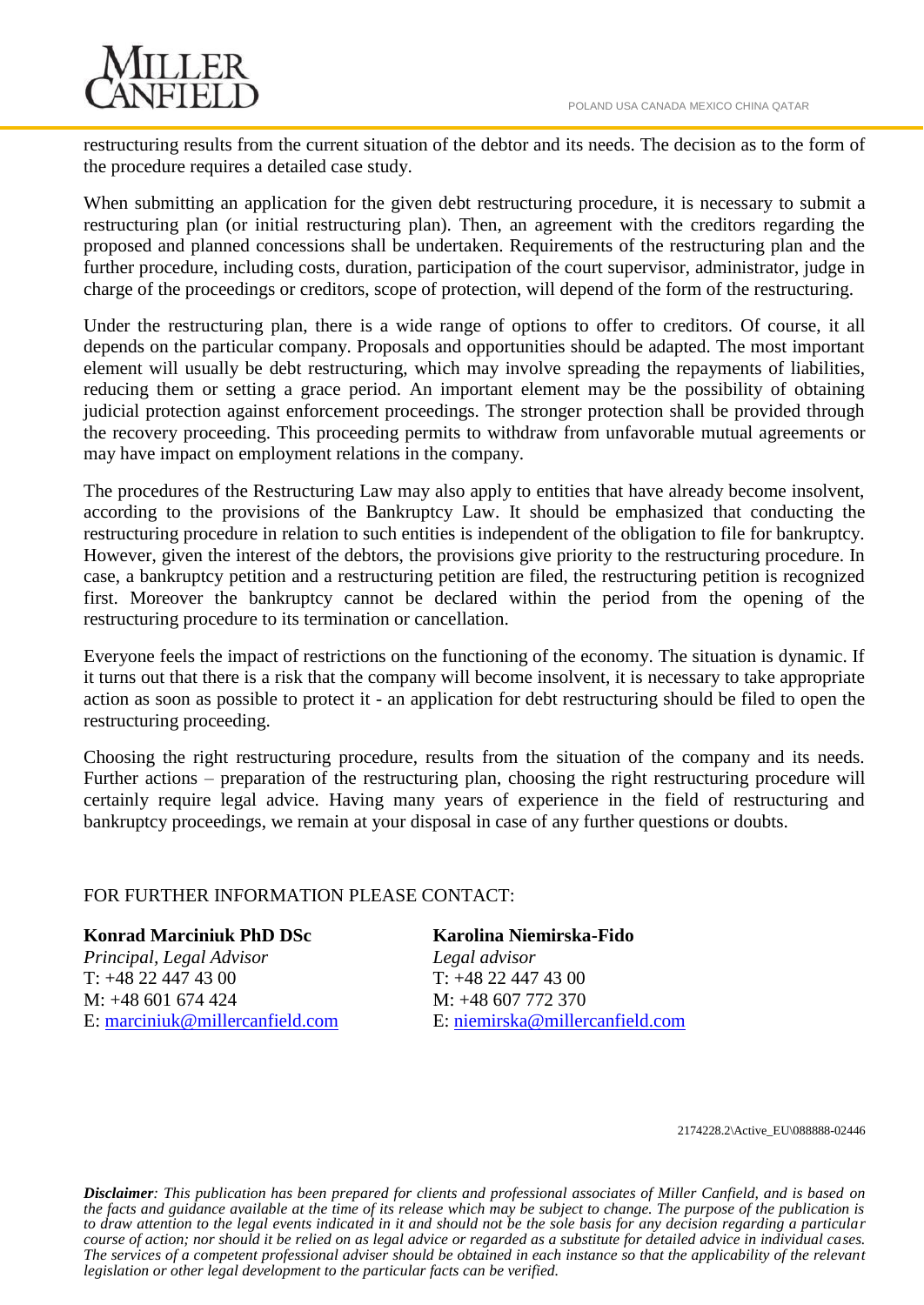restructuring results from the current situation of the debtor and its needs. The decision as to the form of the procedure requires a detailed case study.

When submitting an application for the given debt restructuring procedure, it is necessary to submit a restructuring plan (or initial restructuring plan). Then, an agreement with the creditors regarding the proposed and planned concessions shall be undertaken. Requirements of the restructuring plan and the further procedure, including costs, duration, participation of the court supervisor, administrator, judge in charge of the proceedings or creditors, scope of protection, will depend of the form of the restructuring.

Under the restructuring plan, there is a wide range of options to offer to creditors. Of course, it all depends on the particular company. Proposals and opportunities should be adapted. The most important element will usually be debt restructuring, which may involve spreading the repayments of liabilities, reducing them or setting a grace period. An important element may be the possibility of obtaining judicial protection against enforcement proceedings. The stronger protection shall be provided through the recovery proceeding. This proceeding permits to withdraw from unfavorable mutual agreements or may have impact on employment relations in the company.

The procedures of the Restructuring Law may also apply to entities that have already become insolvent, according to the provisions of the Bankruptcy Law. It should be emphasized that conducting the restructuring procedure in relation to such entities is independent of the obligation to file for bankruptcy. However, given the interest of the debtors, the provisions give priority to the restructuring procedure. In case, a bankruptcy petition and a restructuring petition are filed, the restructuring petition is recognized first. Moreover the bankruptcy cannot be declared within the period from the opening of the restructuring procedure to its termination or cancellation.

Everyone feels the impact of restrictions on the functioning of the economy. The situation is dynamic. If it turns out that there is a risk that the company will become insolvent, it is necessary to take appropriate action as soon as possible to protect it - an application for debt restructuring should be filed to open the restructuring proceeding.

Choosing the right restructuring procedure, results from the situation of the company and its needs. Further actions – preparation of the restructuring plan, choosing the right restructuring procedure will certainly require legal advice. Having many years of experience in the field of restructuring and bankruptcy proceedings, we remain at your disposal in case of any further questions or doubts.

FOR FURTHER INFORMATION PLEASE CONTACT:

**Konrad Marciniuk PhD DSc**
*Principal, Legal Advisor*
T: +48 22 447 43 00
M: +48 601 674 424
E: marciniuk@millercanfield.com

**Karolina Niemirska-Fido**
*Legal advisor*
T: +48 22 447 43 00
M: +48 607 772 370
E: niemirska@millercanfield.com

2174228.2\Active_EU\088888-02446

***Disclaimer**: This publication has been prepared for clients and professional associates of Miller Canfield, and is based on the facts and guidance available at the time of its release which may be subject to change. The purpose of the publication is to draw attention to the legal events indicated in it and should not be the sole basis for any decision regarding a particular course of action; nor should it be relied on as legal advice or regarded as a substitute for detailed advice in individual cases. The services of a competent professional adviser should be obtained in each instance so that the applicability of the relevant legislation or other legal development to the particular facts can be verified.*